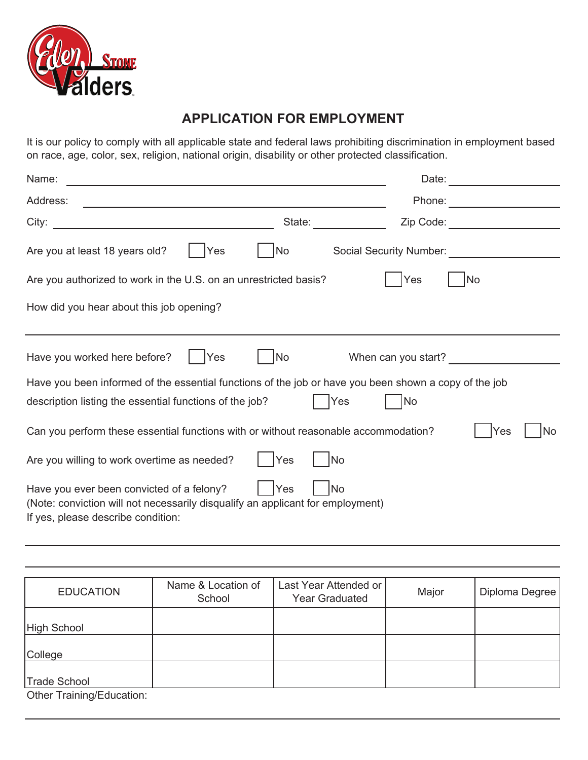Eden Stone Valders

# APPLICATION FOR EMPLOYMENT

It is our policy to comply with all applicable state and federal laws prohibiting discrimination in employment based on race, age, color, sex, religion, national origin, disability or other protected classification.

Name: ______________________________ Date: ______________

Address: ______________________________ Phone: ______________

City: ______________________ State: __________ Zip Code: ______________

Are you at least 18 years old? ☐ Yes ☐ No Social Security Number: ______________

Are you authorized to work in the U.S. on an unrestricted basis? ☐ Yes ☐ No

How did you hear about this job opening?

______________________________________________________________

Have you worked here before? ☐ Yes ☐ No When can you start? ______________

Have you been informed of the essential functions of the job or have you been shown a copy of the job description listing the essential functions of the job? ☐ Yes ☐ No

Can you perform these essential functions with or without reasonable accommodation? ☐ Yes ☐ No

Are you willing to work overtime as needed? ☐ Yes ☐ No

Have you ever been convicted of a felony? ☐ Yes ☐ No
(Note: conviction will not necessarily disqualify an applicant for employment)
If yes, please describe condition:

______________________________________________________________

______________________________________________________________

| EDUCATION | Name & Location of School | Last Year Attended or Year Graduated | Major | Diploma Degree |
|---|---|---|---|---|
| High School | | | | |
| College | | | | |
| Trade School | | | | |

Other Training/Education:

______________________________________________________________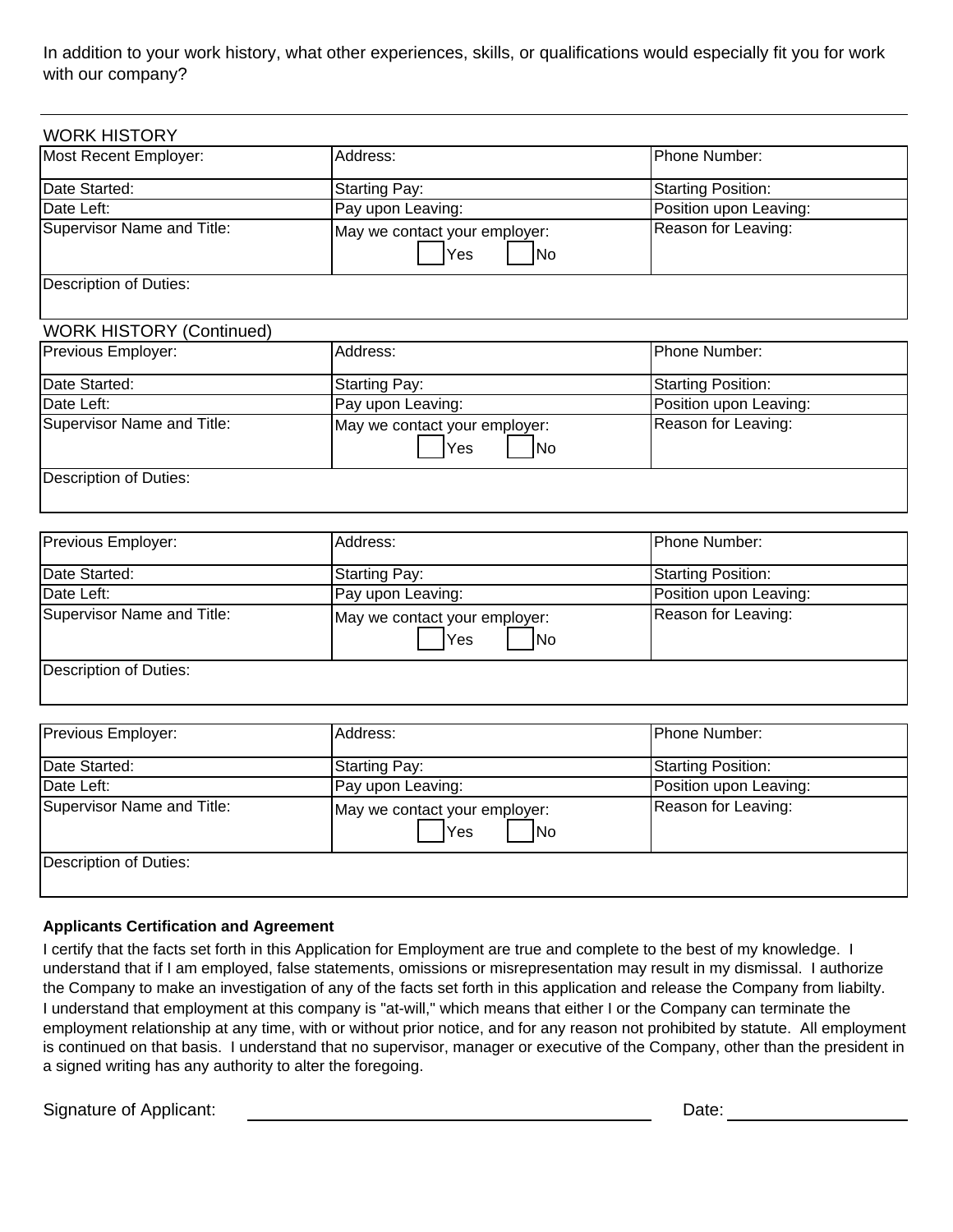In addition to your work history, what other experiences, skills, or qualifications would especially fit you for work with our company?

---

WORK HISTORY

| | | |
|---|---|---|
| Most Recent Employer: | Address: | Phone Number: |
| Date Started: | Starting Pay: | Starting Position: |
| Date Left: | Pay upon Leaving: | Position upon Leaving: |
| Supervisor Name and Title: | May we contact your employer: ☐ Yes ☐ No | Reason for Leaving: |
| Description of Duties: | | |

WORK HISTORY (Continued)

| | | |
|---|---|---|
| Previous Employer: | Address: | Phone Number: |
| Date Started: | Starting Pay: | Starting Position: |
| Date Left: | Pay upon Leaving: | Position upon Leaving: |
| Supervisor Name and Title: | May we contact your employer: ☐ Yes ☐ No | Reason for Leaving: |
| Description of Duties: | | |

| | | |
|---|---|---|
| Previous Employer: | Address: | Phone Number: |
| Date Started: | Starting Pay: | Starting Position: |
| Date Left: | Pay upon Leaving: | Position upon Leaving: |
| Supervisor Name and Title: | May we contact your employer: ☐ Yes ☐ No | Reason for Leaving: |
| Description of Duties: | | |

| | | |
|---|---|---|
| Previous Employer: | Address: | Phone Number: |
| Date Started: | Starting Pay: | Starting Position: |
| Date Left: | Pay upon Leaving: | Position upon Leaving: |
| Supervisor Name and Title: | May we contact your employer: ☐ Yes ☐ No | Reason for Leaving: |
| Description of Duties: | | |

**Applicants Certification and Agreement**

I certify that the facts set forth in this Application for Employment are true and complete to the best of my knowledge. I understand that if I am employed, false statements, omissions or misrepresentation may result in my dismissal. I authorize the Company to make an investigation of any of the facts set forth in this application and release the Company from liabilty. I understand that employment at this company is "at-will," which means that either I or the Company can terminate the employment relationship at any time, with or without prior notice, and for any reason not prohibited by statute. All employment is continued on that basis. I understand that no supervisor, manager or executive of the Company, other than the president in a signed writing has any authority to alter the foregoing.

Signature of Applicant: ______________________________ Date: ______________